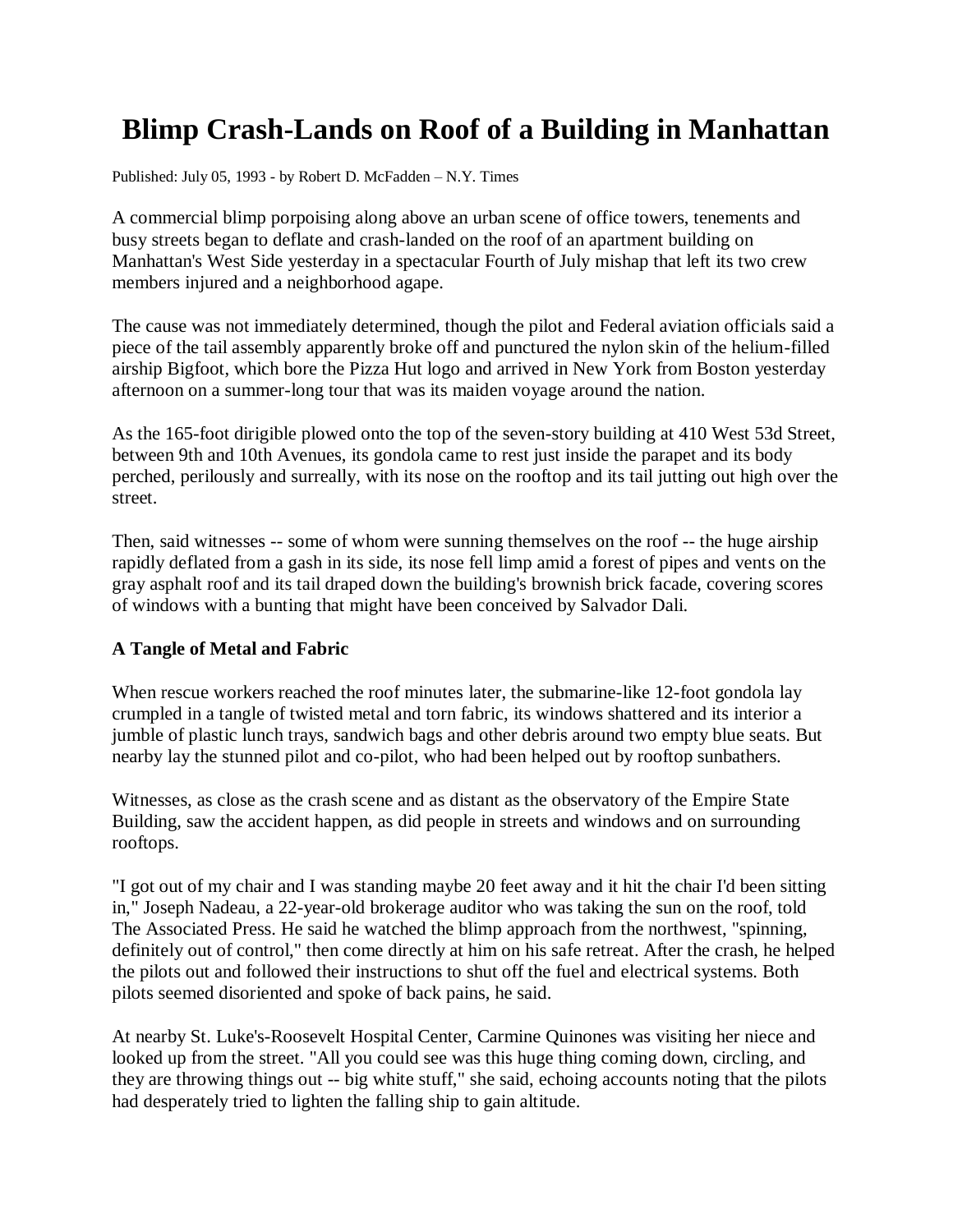# Blimp Crash-Lands on Roof of a Building in Manhattan

Published: July 05, 1993 - by Robert D. McFadden – N.Y. Times

A commercial blimp porpoising along above an urban scene of office towers, tenements and busy streets began to deflate and crash-landed on the roof of an apartment building on Manhattan's West Side yesterday in a spectacular Fourth of July mishap that left its two crew members injured and a neighborhood agape.

The cause was not immediately determined, though the pilot and Federal aviation officials said a piece of the tail assembly apparently broke off and punctured the nylon skin of the helium-filled airship Bigfoot, which bore the Pizza Hut logo and arrived in New York from Boston yesterday afternoon on a summer-long tour that was its maiden voyage around the nation.

As the 165-foot dirigible plowed onto the top of the seven-story building at 410 West 53d Street, between 9th and 10th Avenues, its gondola came to rest just inside the parapet and its body perched, perilously and surreally, with its nose on the rooftop and its tail jutting out high over the street.

Then, said witnesses -- some of whom were sunning themselves on the roof -- the huge airship rapidly deflated from a gash in its side, its nose fell limp amid a forest of pipes and vents on the gray asphalt roof and its tail draped down the building's brownish brick facade, covering scores of windows with a bunting that might have been conceived by Salvador Dali.

### A Tangle of Metal and Fabric

When rescue workers reached the roof minutes later, the submarine-like 12-foot gondola lay crumpled in a tangle of twisted metal and torn fabric, its windows shattered and its interior a jumble of plastic lunch trays, sandwich bags and other debris around two empty blue seats. But nearby lay the stunned pilot and co-pilot, who had been helped out by rooftop sunbathers.

Witnesses, as close as the crash scene and as distant as the observatory of the Empire State Building, saw the accident happen, as did people in streets and windows and on surrounding rooftops.

"I got out of my chair and I was standing maybe 20 feet away and it hit the chair I'd been sitting in," Joseph Nadeau, a 22-year-old brokerage auditor who was taking the sun on the roof, told The Associated Press. He said he watched the blimp approach from the northwest, "spinning, definitely out of control," then come directly at him on his safe retreat. After the crash, he helped the pilots out and followed their instructions to shut off the fuel and electrical systems. Both pilots seemed disoriented and spoke of back pains, he said.

At nearby St. Luke's-Roosevelt Hospital Center, Carmine Quinones was visiting her niece and looked up from the street. "All you could see was this huge thing coming down, circling, and they are throwing things out -- big white stuff," she said, echoing accounts noting that the pilots had desperately tried to lighten the falling ship to gain altitude.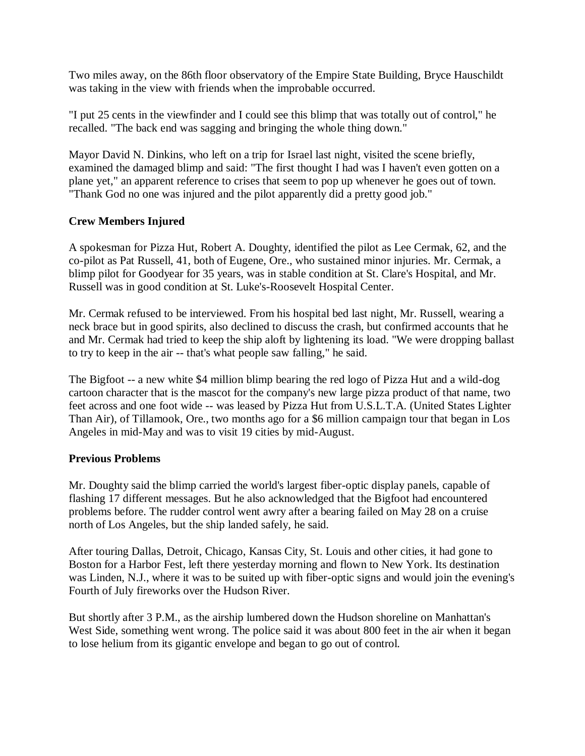Two miles away, on the 86th floor observatory of the Empire State Building, Bryce Hauschildt was taking in the view with friends when the improbable occurred.

"I put 25 cents in the viewfinder and I could see this blimp that was totally out of control," he recalled. "The back end was sagging and bringing the whole thing down."

Mayor David N. Dinkins, who left on a trip for Israel last night, visited the scene briefly, examined the damaged blimp and said: "The first thought I had was I haven't even gotten on a plane yet," an apparent reference to crises that seem to pop up whenever he goes out of town. "Thank God no one was injured and the pilot apparently did a pretty good job."

**Crew Members Injured**

A spokesman for Pizza Hut, Robert A. Doughty, identified the pilot as Lee Cermak, 62, and the co-pilot as Pat Russell, 41, both of Eugene, Ore., who sustained minor injuries. Mr. Cermak, a blimp pilot for Goodyear for 35 years, was in stable condition at St. Clare's Hospital, and Mr. Russell was in good condition at St. Luke's-Roosevelt Hospital Center.

Mr. Cermak refused to be interviewed. From his hospital bed last night, Mr. Russell, wearing a neck brace but in good spirits, also declined to discuss the crash, but confirmed accounts that he and Mr. Cermak had tried to keep the ship aloft by lightening its load. "We were dropping ballast to try to keep in the air -- that's what people saw falling," he said.

The Bigfoot -- a new white $4 million blimp bearing the red logo of Pizza Hut and a wild-dog cartoon character that is the mascot for the company's new large pizza product of that name, two feet across and one foot wide -- was leased by Pizza Hut from U.S.L.T.A. (United States Lighter Than Air), of Tillamook, Ore., two months ago for a $6 million campaign tour that began in Los Angeles in mid-May and was to visit 19 cities by mid-August.

**Previous Problems**

Mr. Doughty said the blimp carried the world's largest fiber-optic display panels, capable of flashing 17 different messages. But he also acknowledged that the Bigfoot had encountered problems before. The rudder control went awry after a bearing failed on May 28 on a cruise north of Los Angeles, but the ship landed safely, he said.

After touring Dallas, Detroit, Chicago, Kansas City, St. Louis and other cities, it had gone to Boston for a Harbor Fest, left there yesterday morning and flown to New York. Its destination was Linden, N.J., where it was to be suited up with fiber-optic signs and would join the evening's Fourth of July fireworks over the Hudson River.

But shortly after 3 P.M., as the airship lumbered down the Hudson shoreline on Manhattan's West Side, something went wrong. The police said it was about 800 feet in the air when it began to lose helium from its gigantic envelope and began to go out of control.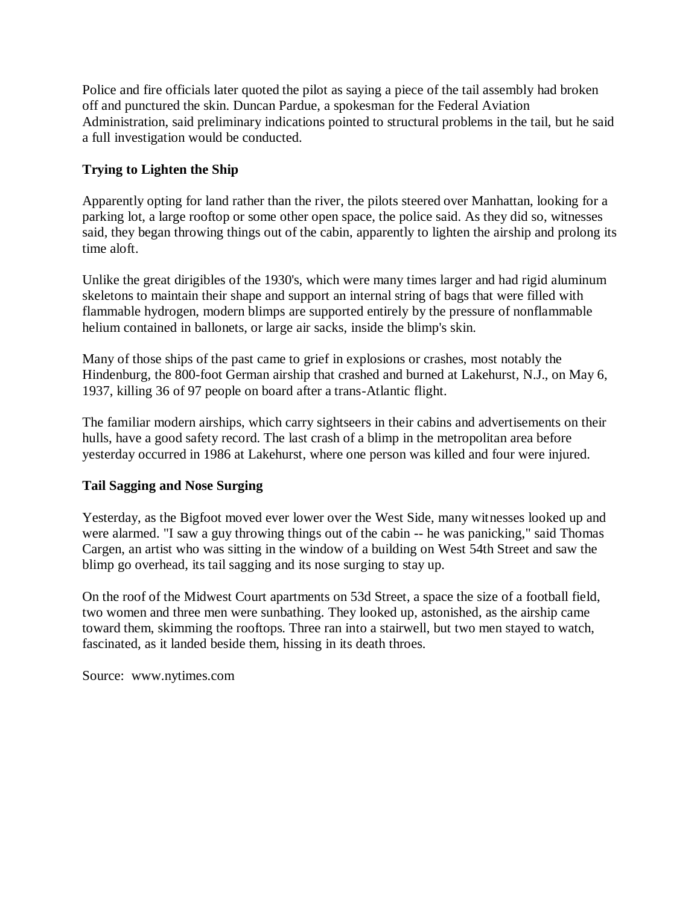Police and fire officials later quoted the pilot as saying a piece of the tail assembly had broken off and punctured the skin. Duncan Pardue, a spokesman for the Federal Aviation Administration, said preliminary indications pointed to structural problems in the tail, but he said a full investigation would be conducted.

**Trying to Lighten the Ship**

Apparently opting for land rather than the river, the pilots steered over Manhattan, looking for a parking lot, a large rooftop or some other open space, the police said. As they did so, witnesses said, they began throwing things out of the cabin, apparently to lighten the airship and prolong its time aloft.

Unlike the great dirigibles of the 1930's, which were many times larger and had rigid aluminum skeletons to maintain their shape and support an internal string of bags that were filled with flammable hydrogen, modern blimps are supported entirely by the pressure of nonflammable helium contained in ballonets, or large air sacks, inside the blimp's skin.

Many of those ships of the past came to grief in explosions or crashes, most notably the Hindenburg, the 800-foot German airship that crashed and burned at Lakehurst, N.J., on May 6, 1937, killing 36 of 97 people on board after a trans-Atlantic flight.

The familiar modern airships, which carry sightseers in their cabins and advertisements on their hulls, have a good safety record. The last crash of a blimp in the metropolitan area before yesterday occurred in 1986 at Lakehurst, where one person was killed and four were injured.

**Tail Sagging and Nose Surging**

Yesterday, as the Bigfoot moved ever lower over the West Side, many witnesses looked up and were alarmed. "I saw a guy throwing things out of the cabin -- he was panicking," said Thomas Cargen, an artist who was sitting in the window of a building on West 54th Street and saw the blimp go overhead, its tail sagging and its nose surging to stay up.

On the roof of the Midwest Court apartments on 53d Street, a space the size of a football field, two women and three men were sunbathing. They looked up, astonished, as the airship came toward them, skimming the rooftops. Three ran into a stairwell, but two men stayed to watch, fascinated, as it landed beside them, hissing in its death throes.

Source: www.nytimes.com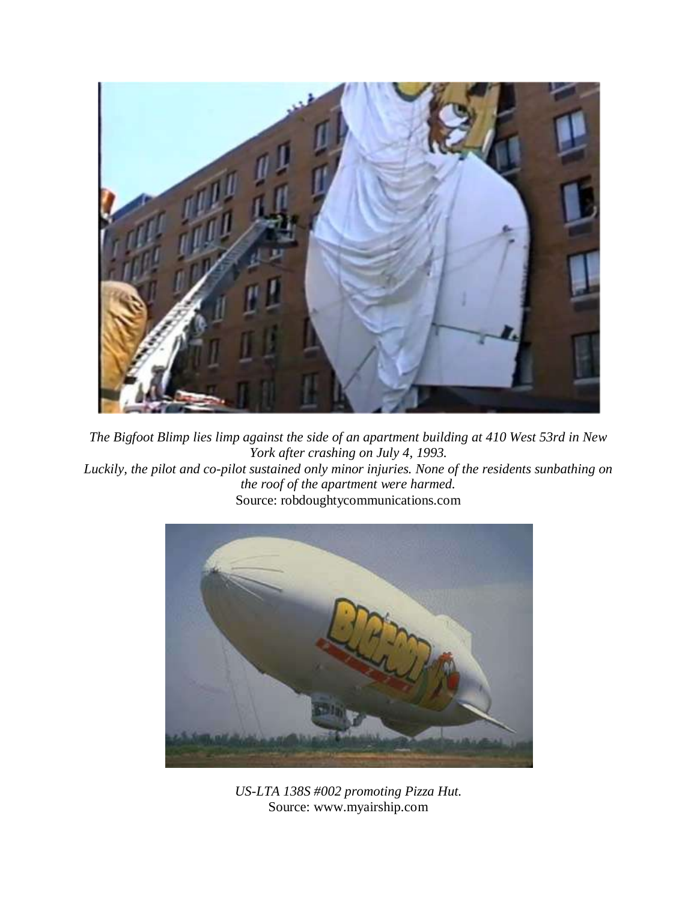*The Bigfoot Blimp lies limp against the side of an apartment building at 410 West 53rd in New York after crashing on July 4, 1993.*
*Luckily, the pilot and co-pilot sustained only minor injuries. None of the residents sunbathing on the roof of the apartment were harmed.*
Source: robdoughtycommunications.com

*US-LTA 138S #002 promoting Pizza Hut.*
Source: www.myairship.com